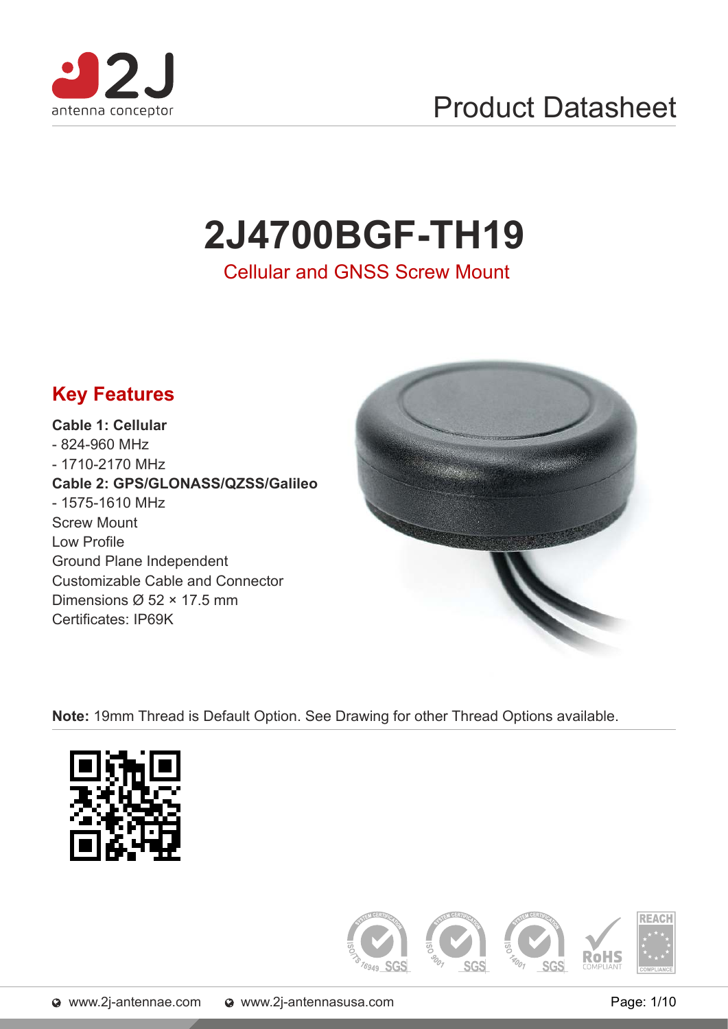Product Datasheet

# 2J4700BGF-TH19

Cellular and GNSS Screw Mount

## Key Features

**Cable 1: Cellular**
- 824-960 MHz
- 1710-2170 MHz

**Cable 2: GPS/GLONASS/QZSS/Galileo**
- 1575-1610 MHz

Screw Mount
Low Profile
Ground Plane Independent
Customizable Cable and Connector
Dimensions Ø 52 × 17.5 mm
Certificates: IP69K

**Note:** 19mm Thread is Default Option. See Drawing for other Thread Options available.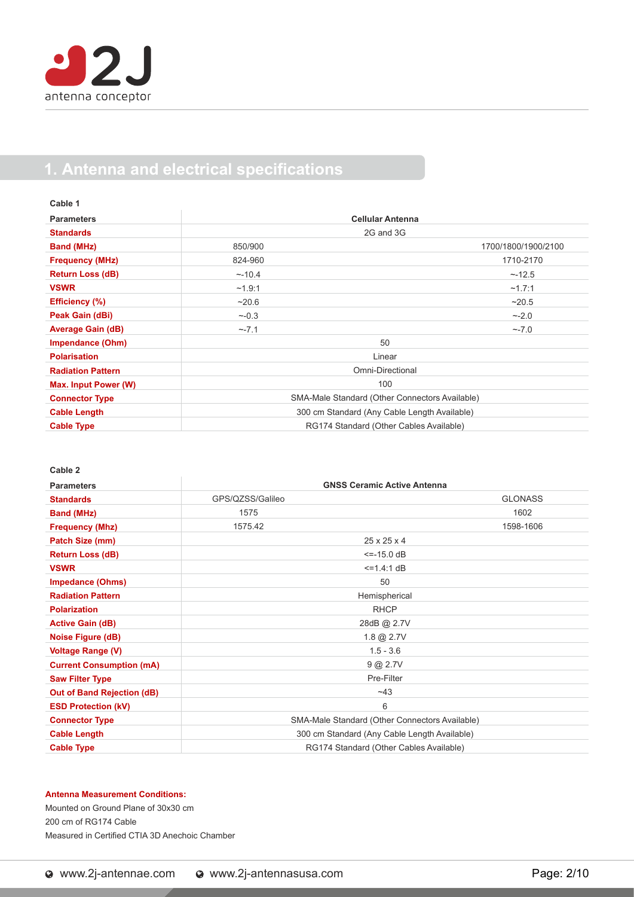# 1. Antenna and electrical specifications

**Cable 1**

| Parameters | Cellular Antenna | |
|---|---|---|
| **Standards** | 2G and 3G | |
| **Band (MHz)** | 850/900 | 1700/1800/1900/2100 |
| **Frequency (MHz)** | 824-960 | 1710-2170 |
| **Return Loss (dB)** | ~-10.4 | ~-12.5 |
| **VSWR** | ~1.9:1 | ~1.7:1 |
| **Efficiency (%)** | ~20.6 | ~20.5 |
| **Peak Gain (dBi)** | ~-0.3 | ~-2.0 |
| **Average Gain (dB)** | ~-7.1 | ~-7.0 |
| **Impendance (Ohm)** | 50 | |
| **Polarisation** | Linear | |
| **Radiation Pattern** | Omni-Directional | |
| **Max. Input Power (W)** | 100 | |
| **Connector Type** | SMA-Male Standard (Other Connectors Available) | |
| **Cable Length** | 300 cm Standard (Any Cable Length Available) | |
| **Cable Type** | RG174 Standard (Other Cables Available) | |

**Cable 2**

| Parameters | GNSS Ceramic Active Antenna | |
|---|---|---|
| **Standards** | GPS/QZSS/Galileo | GLONASS |
| **Band (MHz)** | 1575 | 1602 |
| **Frequency (Mhz)** | 1575.42 | 1598-1606 |
| **Patch Size (mm)** | 25 x 25 x 4 | |
| **Return Loss (dB)** | <=-15.0 dB | |
| **VSWR** | <=1.4:1 dB | |
| **Impedance (Ohms)** | 50 | |
| **Radiation Pattern** | Hemispherical | |
| **Polarization** | RHCP | |
| **Active Gain (dB)** | 28dB @ 2.7V | |
| **Noise Figure (dB)** | 1.8 @ 2.7V | |
| **Voltage Range (V)** | 1.5 - 3.6 | |
| **Current Consumption (mA)** | 9 @ 2.7V | |
| **Saw Filter Type** | Pre-Filter | |
| **Out of Band Rejection (dB)** | ~43 | |
| **ESD Protection (kV)** | 6 | |
| **Connector Type** | SMA-Male Standard (Other Connectors Available) | |
| **Cable Length** | 300 cm Standard (Any Cable Length Available) | |
| **Cable Type** | RG174 Standard (Other Cables Available) | |

**Antenna Measurement Conditions:**

Mounted on Ground Plane of 30x30 cm
200 cm of RG174 Cable
Measured in Certified CTIA 3D Anechoic Chamber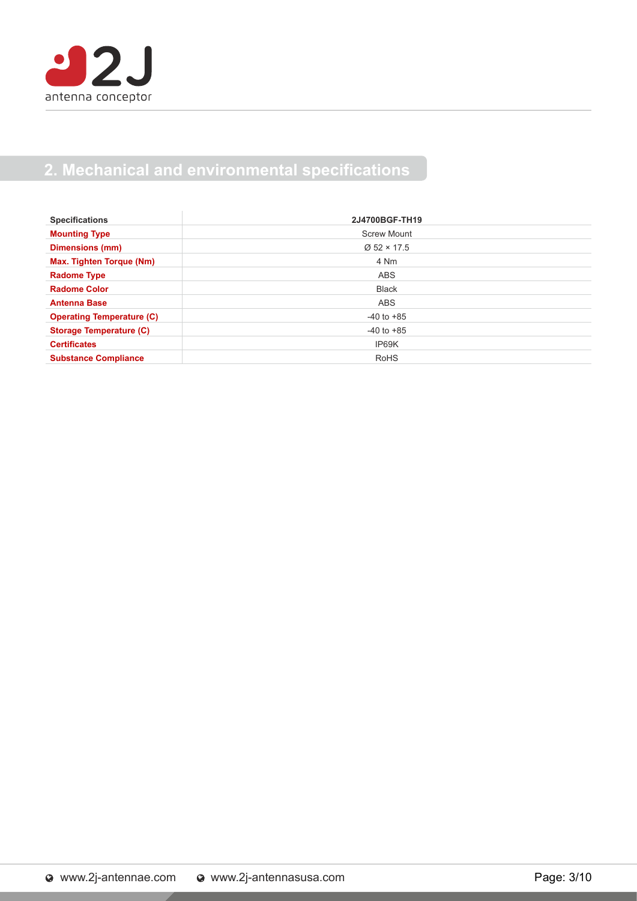## 2. Mechanical and environmental specifications

| Specifications | 2J4700BGF-TH19 |
|---|---|
| **Mounting Type** | Screw Mount |
| **Dimensions (mm)** | Ø 52 × 17.5 |
| **Max. Tighten Torque (Nm)** | 4 Nm |
| **Radome Type** | ABS |
| **Radome Color** | Black |
| **Antenna Base** | ABS |
| **Operating Temperature (C)** | -40 to +85 |
| **Storage Temperature (C)** | -40 to +85 |
| **Certificates** | IP69K |
| **Substance Compliance** | RoHS |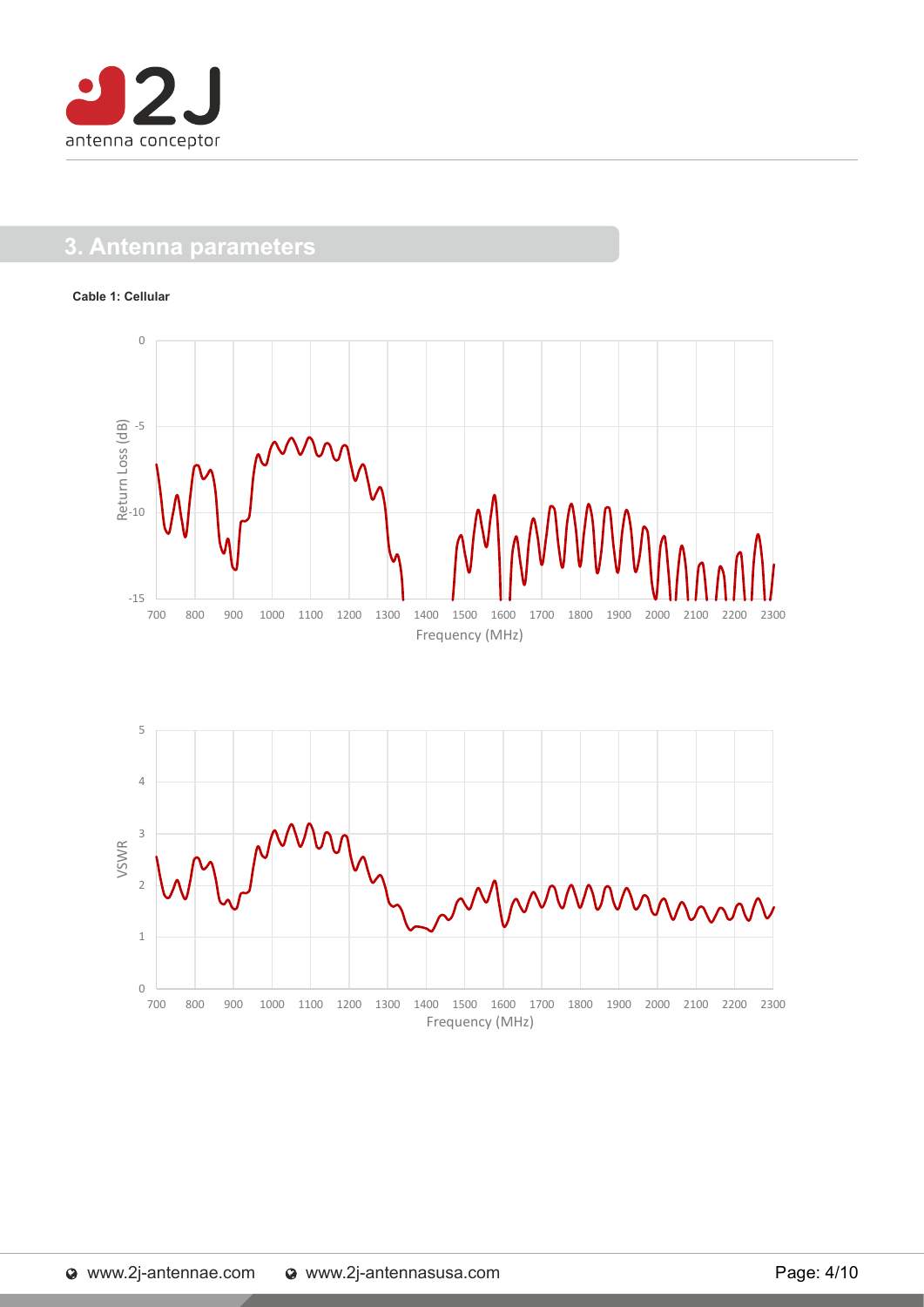## 3. Antenna parameters

**Cable 1: Cellular**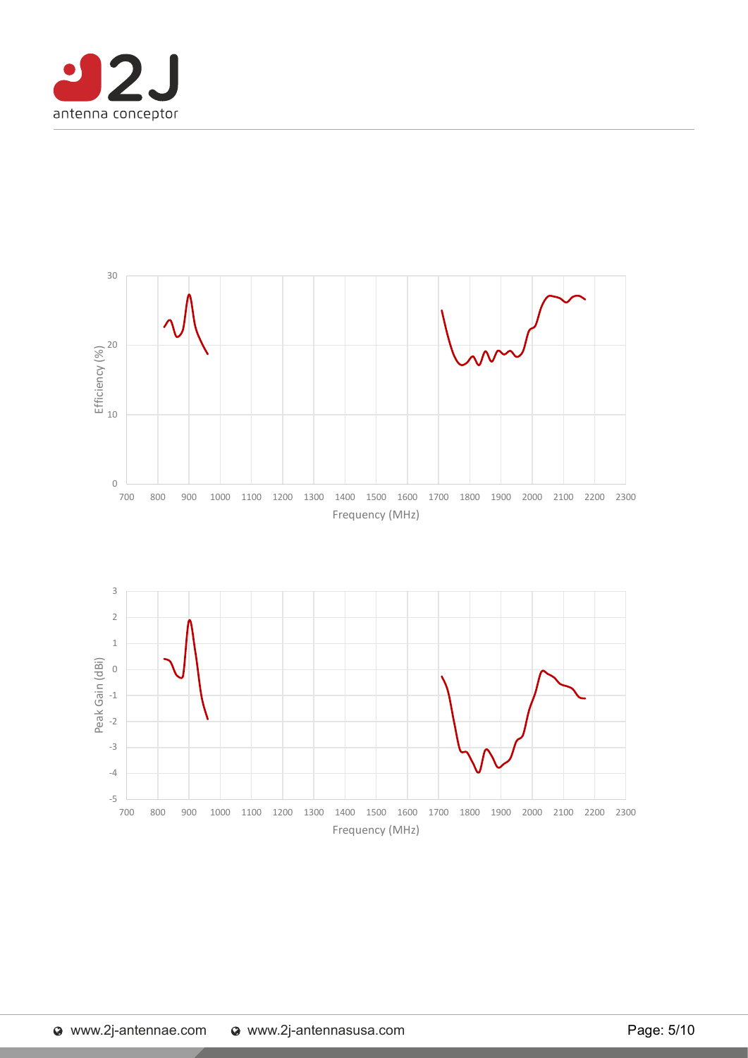30

20

10

0

700 800 900 1000 1100 1200 1300 1400 1500 1600 1700 1800 1900 2000 2100 2200 2300

Efficiency (%)

Frequency (MHz)

3

2

1

0

-1

-2

-3

-4

-5

700 800 900 1000 1100 1200 1300 1400 1500 1600 1700 1800 1900 2000 2100 2200 2300

Peak Gain (dBi)

Frequency (MHz)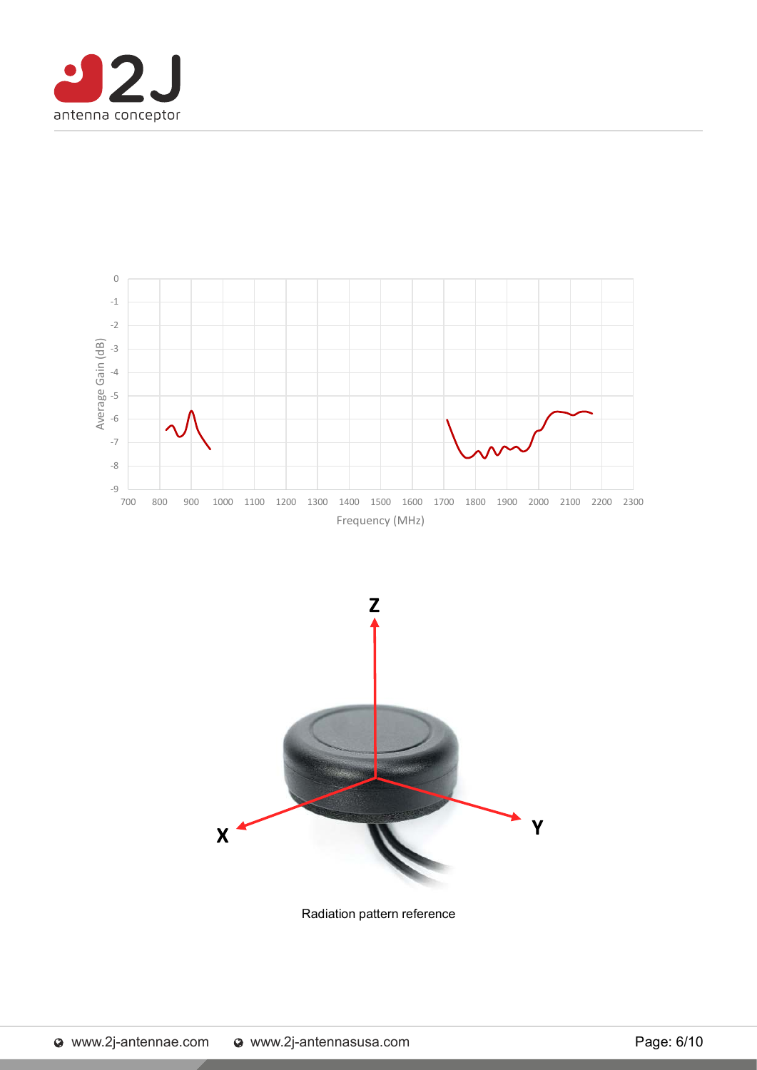Radiation pattern reference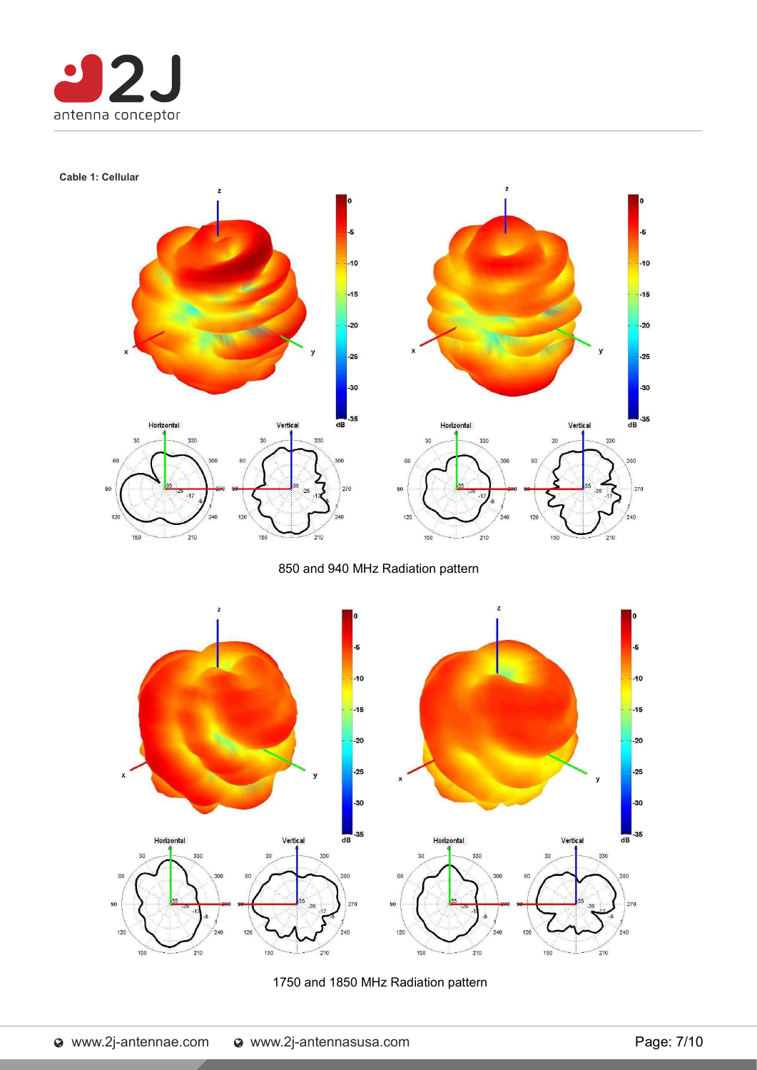**Cable 1: Cellular**

850 and 940 MHz Radiation pattern

1750 and 1850 MHz Radiation pattern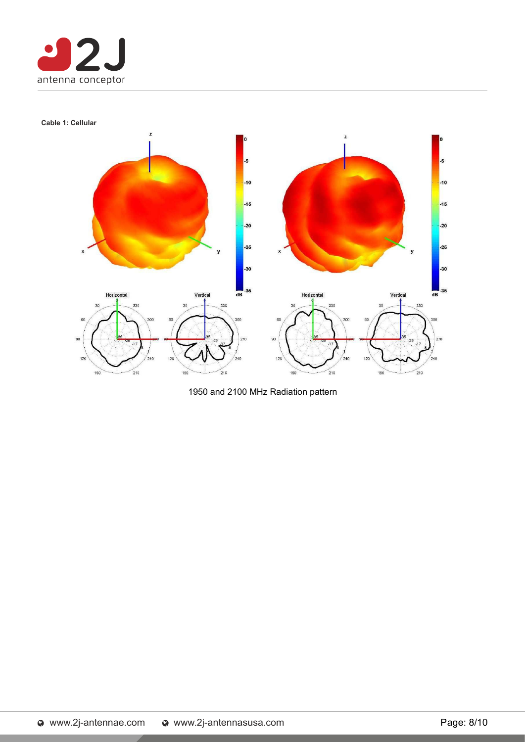**Cable 1: Cellular**

1950 and 2100 MHz Radiation pattern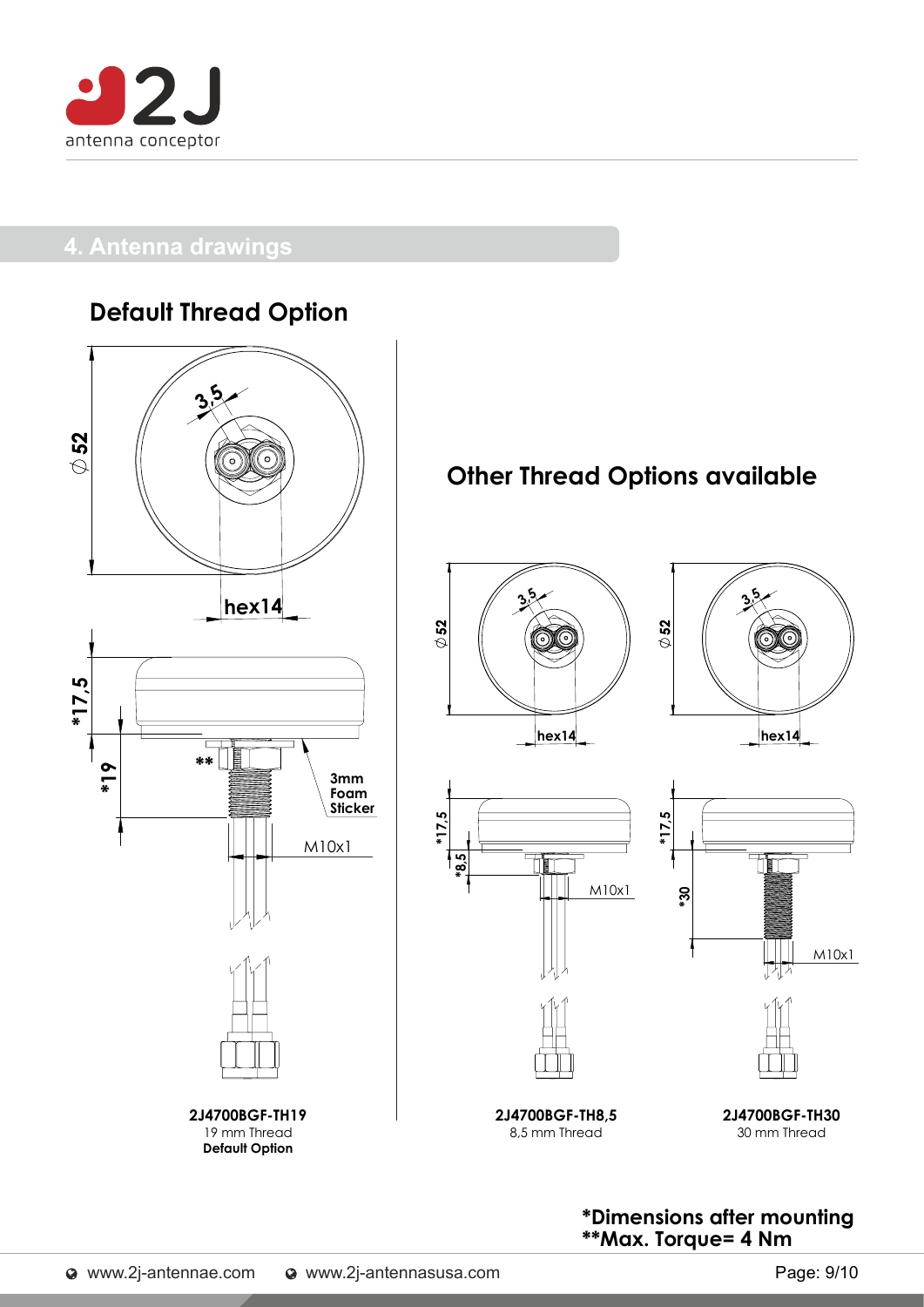## 4. Antenna drawings

### Default Thread Option

Ø 52

3,5

hex14

*17,5

*19

**

3mm Foam Sticker

M10x1

**2J4700BGF-TH19**
19 mm Thread
**Default Option**

### Other Thread Options available

Ø 52

3,5

hex14

*17,5

*8,5

M10x1

**2J4700BGF-TH8,5**
8,5 mm Thread

Ø 52

3,5

hex14

*17,5

*30

M10x1

**2J4700BGF-TH30**
30 mm Thread

**\*Dimensions after mounting**
**\*\*Max. Torque= 4 Nm**

www.2j-antennae.com    www.2j-antennasusa.com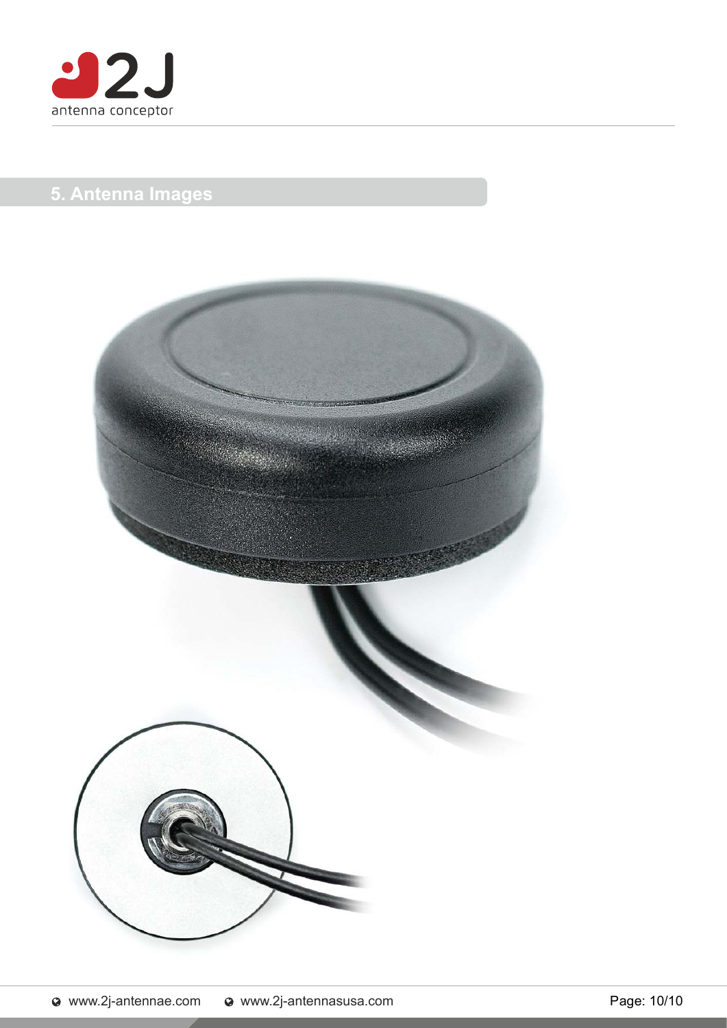## 5. Antenna Images